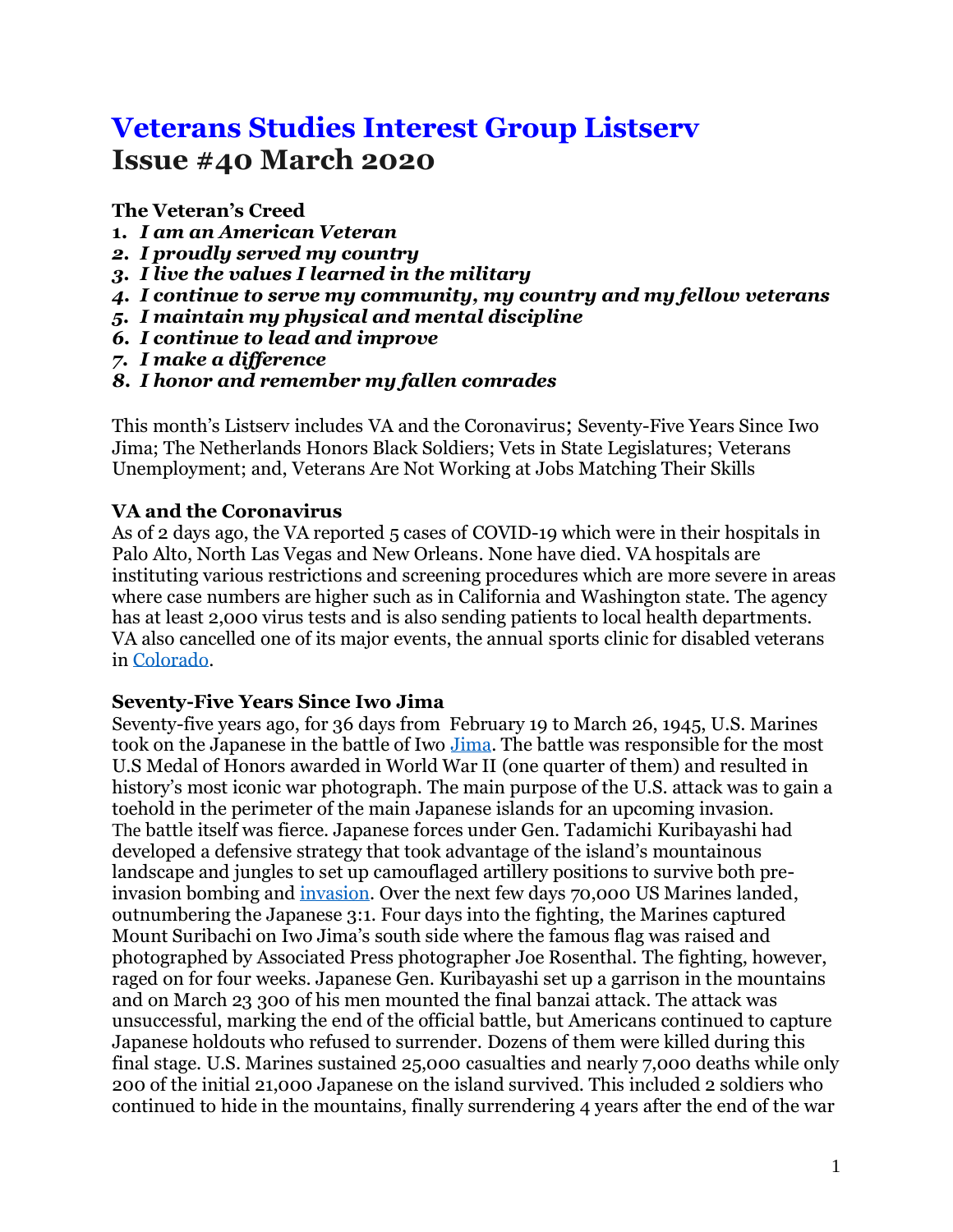# Veterans Studies Interest Group Listserv
# Issue #40 March 2020

**The Veteran's Creed**

1. ***I am an American Veteran***
2. ***I proudly served my country***
3. ***I live the values I learned in the military***
4. ***I continue to serve my community, my country and my fellow veterans***
5. ***I maintain my physical and mental discipline***
6. ***I continue to lead and improve***
7. ***I make a difference***
8. ***I honor and remember my fallen comrades***

This month's Listserv includes VA and the Coronavirus; Seventy-Five Years Since Iwo Jima; The Netherlands Honors Black Soldiers; Vets in State Legislatures; Veterans Unemployment; and, Veterans Are Not Working at Jobs Matching Their Skills

**VA and the Coronavirus**

As of 2 days ago, the VA reported 5 cases of COVID-19 which were in their hospitals in Palo Alto, North Las Vegas and New Orleans. None have died. VA hospitals are instituting various restrictions and screening procedures which are more severe in areas where case numbers are higher such as in California and Washington state. The agency has at least 2,000 virus tests and is also sending patients to local health departments. VA also cancelled one of its major events, the annual sports clinic for disabled veterans in Colorado.

**Seventy-Five Years Since Iwo Jima**

Seventy-five years ago, for 36 days from February 19 to March 26, 1945, U.S. Marines took on the Japanese in the battle of Iwo Jima. The battle was responsible for the most U.S Medal of Honors awarded in World War II (one quarter of them) and resulted in history's most iconic war photograph. The main purpose of the U.S. attack was to gain a toehold in the perimeter of the main Japanese islands for an upcoming invasion. The battle itself was fierce. Japanese forces under Gen. Tadamichi Kuribayashi had developed a defensive strategy that took advantage of the island's mountainous landscape and jungles to set up camouflaged artillery positions to survive both pre-invasion bombing and invasion. Over the next few days 70,000 US Marines landed, outnumbering the Japanese 3:1. Four days into the fighting, the Marines captured Mount Suribachi on Iwo Jima's south side where the famous flag was raised and photographed by Associated Press photographer Joe Rosenthal. The fighting, however, raged on for four weeks. Japanese Gen. Kuribayashi set up a garrison in the mountains and on March 23 300 of his men mounted the final banzai attack. The attack was unsuccessful, marking the end of the official battle, but Americans continued to capture Japanese holdouts who refused to surrender. Dozens of them were killed during this final stage. U.S. Marines sustained 25,000 casualties and nearly 7,000 deaths while only 200 of the initial 21,000 Japanese on the island survived. This included 2 soldiers who continued to hide in the mountains, finally surrendering 4 years after the end of the war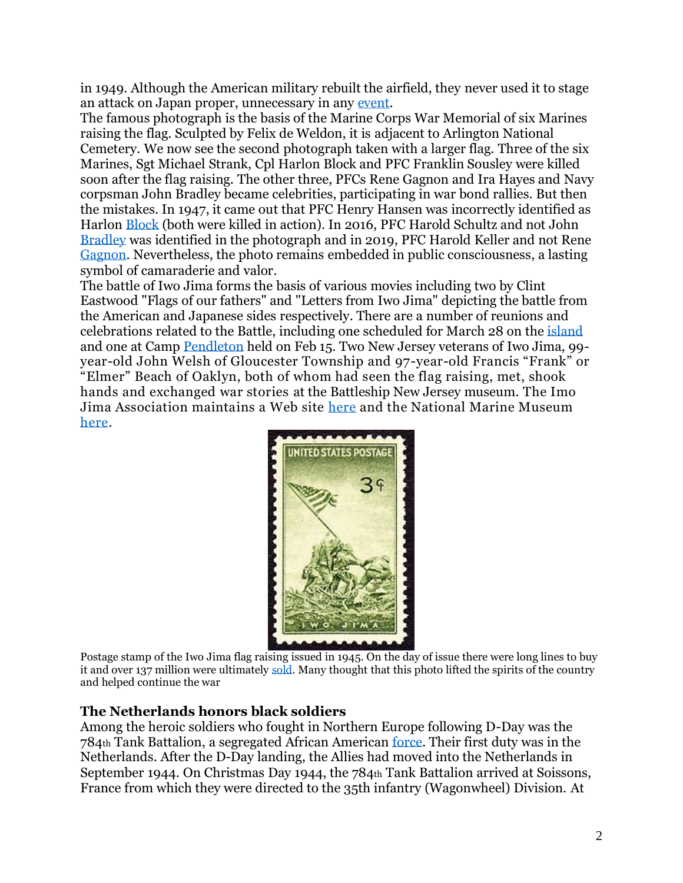in 1949. Although the American military rebuilt the airfield, they never used it to stage an attack on Japan proper, unnecessary in any event.

The famous photograph is the basis of the Marine Corps War Memorial of six Marines raising the flag. Sculpted by Felix de Weldon, it is adjacent to Arlington National Cemetery. We now see the second photograph taken with a larger flag. Three of the six Marines, Sgt Michael Strank, Cpl Harlon Block and PFC Franklin Sousley were killed soon after the flag raising. The other three, PFCs Rene Gagnon and Ira Hayes and Navy corpsman John Bradley became celebrities, participating in war bond rallies. But then the mistakes. In 1947, it came out that PFC Henry Hansen was incorrectly identified as Harlon Block (both were killed in action). In 2016, PFC Harold Schultz and not John Bradley was identified in the photograph and in 2019, PFC Harold Keller and not Rene Gagnon. Nevertheless, the photo remains embedded in public consciousness, a lasting symbol of camaraderie and valor.

The battle of Iwo Jima forms the basis of various movies including two by Clint Eastwood "Flags of our fathers" and "Letters from Iwo Jima" depicting the battle from the American and Japanese sides respectively. There are a number of reunions and celebrations related to the Battle, including one scheduled for March 28 on the island and one at Camp Pendleton held on Feb 15. Two New Jersey veterans of Iwo Jima, 99-year-old John Welsh of Gloucester Township and 97-year-old Francis "Frank" or "Elmer" Beach of Oaklyn, both of whom had seen the flag raising, met, shook hands and exchanged war stories at the Battleship New Jersey museum. The Imo Jima Association maintains a Web site here and the National Marine Museum here.

Postage stamp of the Iwo Jima flag raising issued in 1945. On the day of issue there were long lines to buy it and over 137 million were ultimately sold. Many thought that this photo lifted the spirits of the country and helped continue the war

### The Netherlands honors black soldiers

Among the heroic soldiers who fought in Northern Europe following D-Day was the 784th Tank Battalion, a segregated African American force. Their first duty was in the Netherlands. After the D-Day landing, the Allies had moved into the Netherlands in September 1944. On Christmas Day 1944, the 784th Tank Battalion arrived at Soissons, France from which they were directed to the 35th infantry (Wagonwheel) Division. At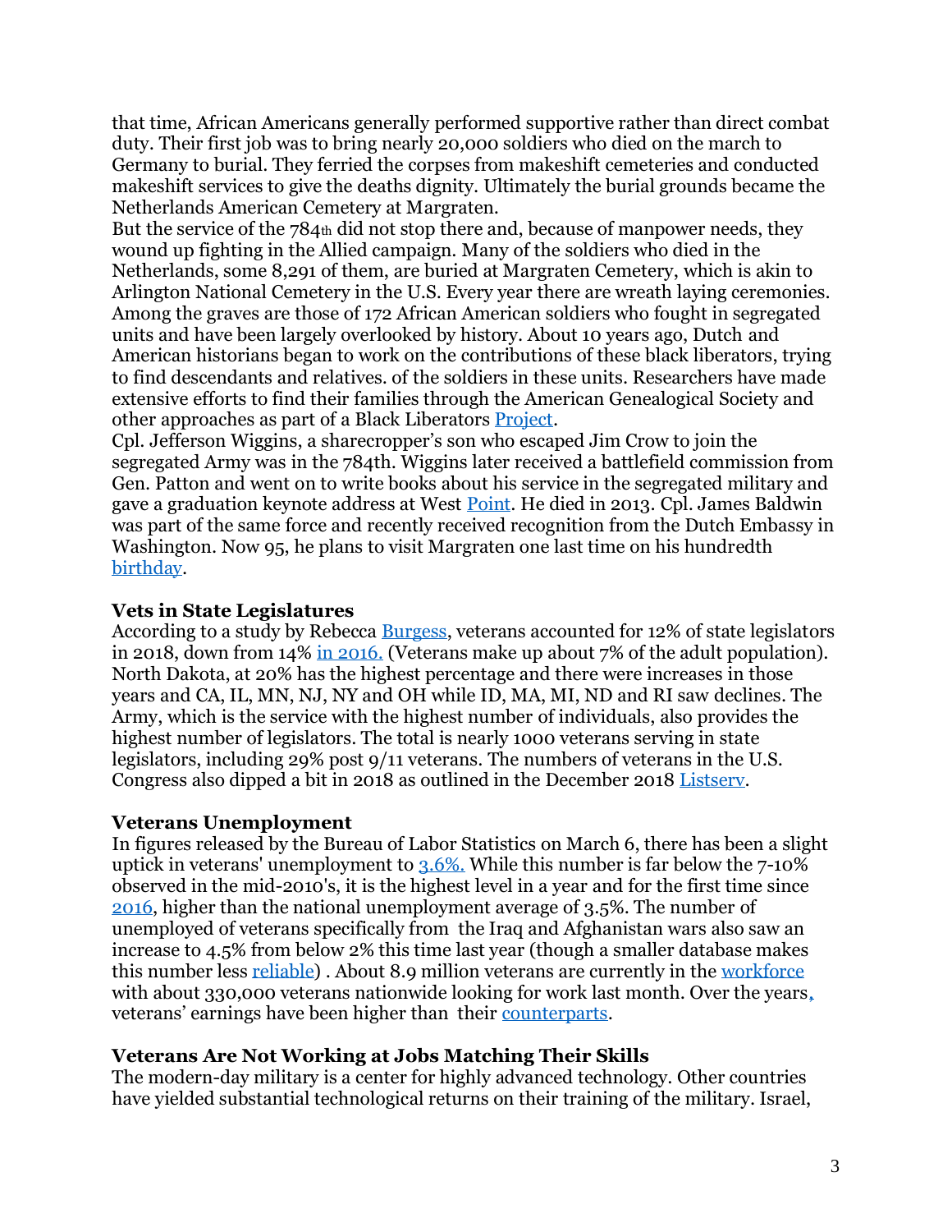that time, African Americans generally performed supportive rather than direct combat duty. Their first job was to bring nearly 20,000 soldiers who died on the march to Germany to burial. They ferried the corpses from makeshift cemeteries and conducted makeshift services to give the deaths dignity. Ultimately the burial grounds became the Netherlands American Cemetery at Margraten.

But the service of the 784th did not stop there and, because of manpower needs, they wound up fighting in the Allied campaign. Many of the soldiers who died in the Netherlands, some 8,291 of them, are buried at Margraten Cemetery, which is akin to Arlington National Cemetery in the U.S. Every year there are wreath laying ceremonies. Among the graves are those of 172 African American soldiers who fought in segregated units and have been largely overlooked by history. About 10 years ago, Dutch and American historians began to work on the contributions of these black liberators, trying to find descendants and relatives. of the soldiers in these units. Researchers have made extensive efforts to find their families through the American Genealogical Society and other approaches as part of a Black Liberators Project.

Cpl. Jefferson Wiggins, a sharecropper's son who escaped Jim Crow to join the segregated Army was in the 784th. Wiggins later received a battlefield commission from Gen. Patton and went on to write books about his service in the segregated military and gave a graduation keynote address at West Point. He died in 2013. Cpl. James Baldwin was part of the same force and recently received recognition from the Dutch Embassy in Washington. Now 95, he plans to visit Margraten one last time on his hundredth birthday.

### Vets in State Legislatures

According to a study by Rebecca Burgess, veterans accounted for 12% of state legislators in 2018, down from 14% in 2016. (Veterans make up about 7% of the adult population). North Dakota, at 20% has the highest percentage and there were increases in those years and CA, IL, MN, NJ, NY and OH while ID, MA, MI, ND and RI saw declines. The Army, which is the service with the highest number of individuals, also provides the highest number of legislators. The total is nearly 1000 veterans serving in state legislators, including 29% post 9/11 veterans. The numbers of veterans in the U.S. Congress also dipped a bit in 2018 as outlined in the December 2018 Listserv.

### Veterans Unemployment

In figures released by the Bureau of Labor Statistics on March 6, there has been a slight uptick in veterans' unemployment to 3.6%. While this number is far below the 7-10% observed in the mid-2010's, it is the highest level in a year and for the first time since 2016, higher than the national unemployment average of 3.5%. The number of unemployed of veterans specifically from the Iraq and Afghanistan wars also saw an increase to 4.5% from below 2% this time last year (though a smaller database makes this number less reliable) . About 8.9 million veterans are currently in the workforce with about 330,000 veterans nationwide looking for work last month. Over the years, veterans' earnings have been higher than their counterparts.

### Veterans Are Not Working at Jobs Matching Their Skills

The modern-day military is a center for highly advanced technology. Other countries have yielded substantial technological returns on their training of the military. Israel,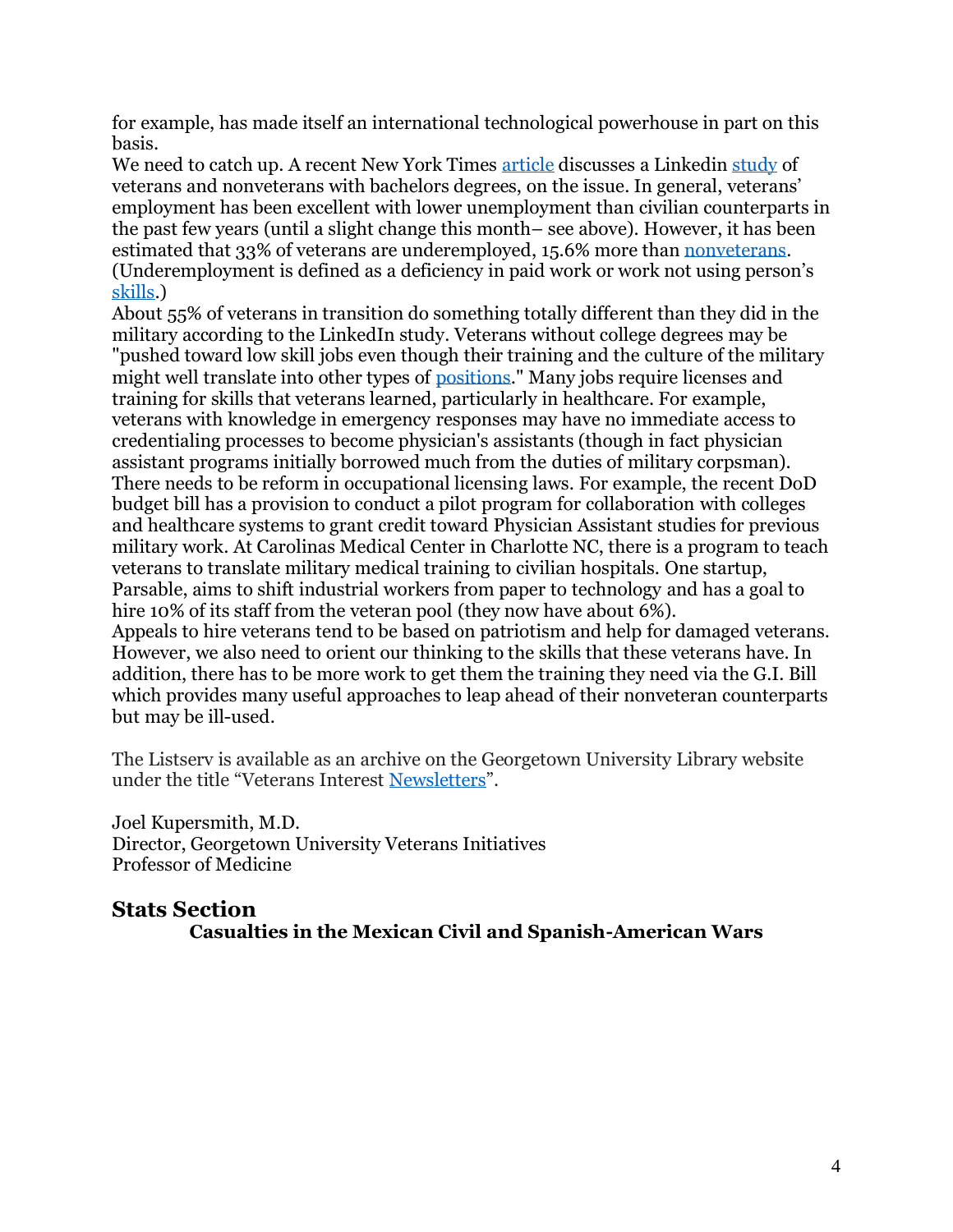for example, has made itself an international technological powerhouse in part on this basis.

We need to catch up. A recent New York Times article discusses a Linkedin study of veterans and nonveterans with bachelors degrees, on the issue. In general, veterans' employment has been excellent with lower unemployment than civilian counterparts in the past few years (until a slight change this month– see above). However, it has been estimated that 33% of veterans are underemployed, 15.6% more than nonveterans. (Underemployment is defined as a deficiency in paid work or work not using person's skills.)

About 55% of veterans in transition do something totally different than they did in the military according to the LinkedIn study. Veterans without college degrees may be "pushed toward low skill jobs even though their training and the culture of the military might well translate into other types of positions." Many jobs require licenses and training for skills that veterans learned, particularly in healthcare. For example, veterans with knowledge in emergency responses may have no immediate access to credentialing processes to become physician's assistants (though in fact physician assistant programs initially borrowed much from the duties of military corpsman).

There needs to be reform in occupational licensing laws. For example, the recent DoD budget bill has a provision to conduct a pilot program for collaboration with colleges and healthcare systems to grant credit toward Physician Assistant studies for previous military work. At Carolinas Medical Center in Charlotte NC, there is a program to teach veterans to translate military medical training to civilian hospitals. One startup, Parsable, aims to shift industrial workers from paper to technology and has a goal to hire 10% of its staff from the veteran pool (they now have about 6%).

Appeals to hire veterans tend to be based on patriotism and help for damaged veterans. However, we also need to orient our thinking to the skills that these veterans have. In addition, there has to be more work to get them the training they need via the G.I. Bill which provides many useful approaches to leap ahead of their nonveteran counterparts but may be ill-used.

The Listserv is available as an archive on the Georgetown University Library website under the title "Veterans Interest Newsletters".

Joel Kupersmith, M.D.
Director, Georgetown University Veterans Initiatives
Professor of Medicine

## Stats Section

**Casualties in the Mexican Civil and Spanish-American Wars**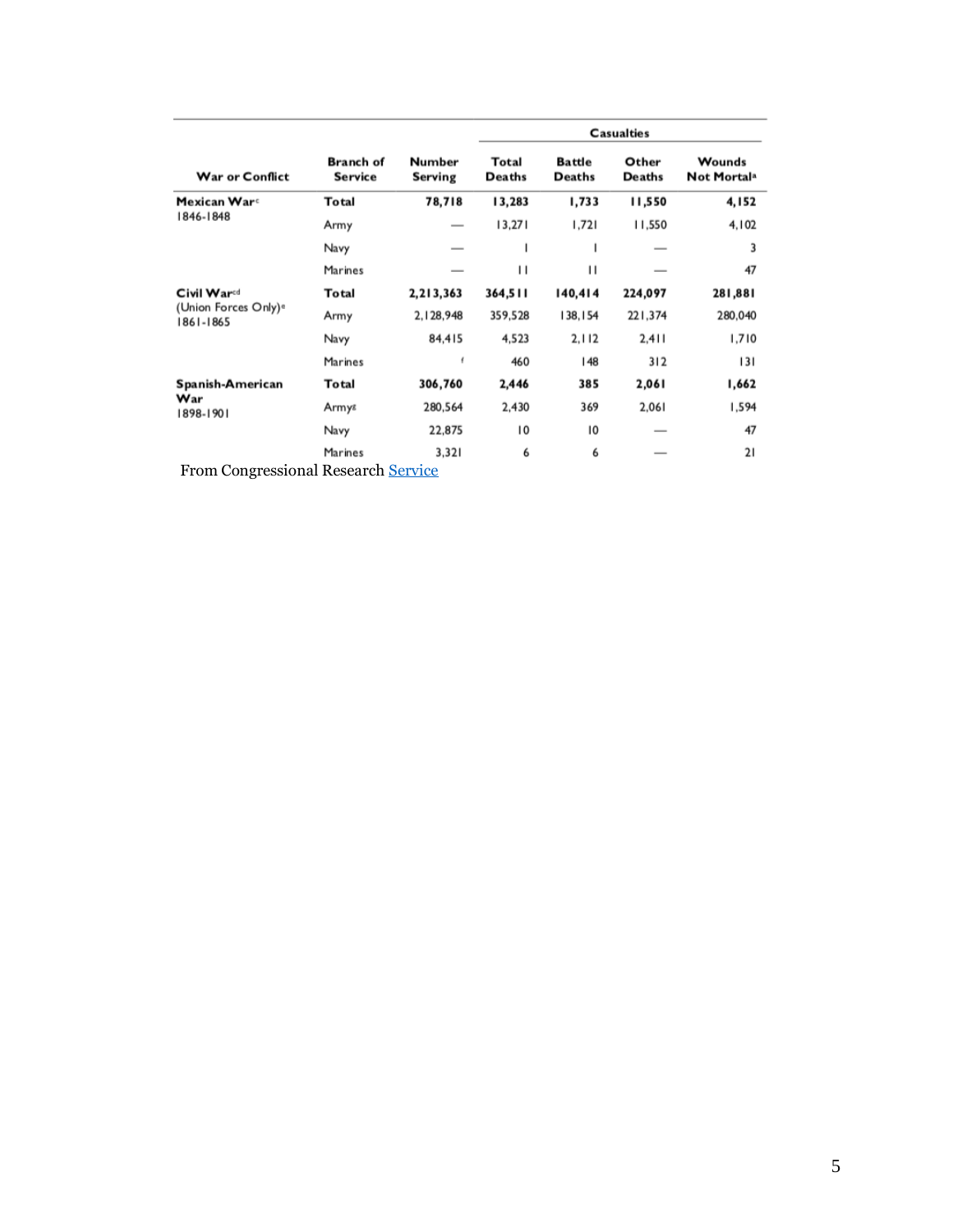| War or Conflict | Branch of Service | Number Serving | Casualties | | | |
|---|---|---|---|---|---|---|
| | | | Total Deaths | Battle Deaths | Other Deaths | Wounds Not Mortal[a] |
| **Mexican War**[c] 1846-1848 | **Total** | **78,718** | **13,283** | **1,733** | **11,550** | **4,152** |
| | Army | — | 13,271 | 1,721 | 11,550 | 4,102 |
| | Navy | — | 1 | 1 | — | 3 |
| | Marines | — | 11 | 11 | — | 47 |
| **Civil War**[cd] (Union Forces Only)[e] 1861-1865 | **Total** | **2,213,363** | **364,511** | **140,414** | **224,097** | **281,881** |
| | Army | 2,128,948 | 359,528 | 138,154 | 221,374 | 280,040 |
| | Navy | 84,415 | 4,523 | 2,112 | 2,411 | 1,710 |
| | Marines | [f] | 460 | 148 | 312 | 131 |
| **Spanish-American War** 1898-1901 | **Total** | **306,760** | **2,446** | **385** | **2,061** | **1,662** |
| | Army[g] | 280,564 | 2,430 | 369 | 2,061 | 1,594 |
| | Navy | 22,875 | 10 | 10 | — | 47 |
| | Marines | 3,321 | 6 | 6 | — | 21 |

From Congressional Research Service